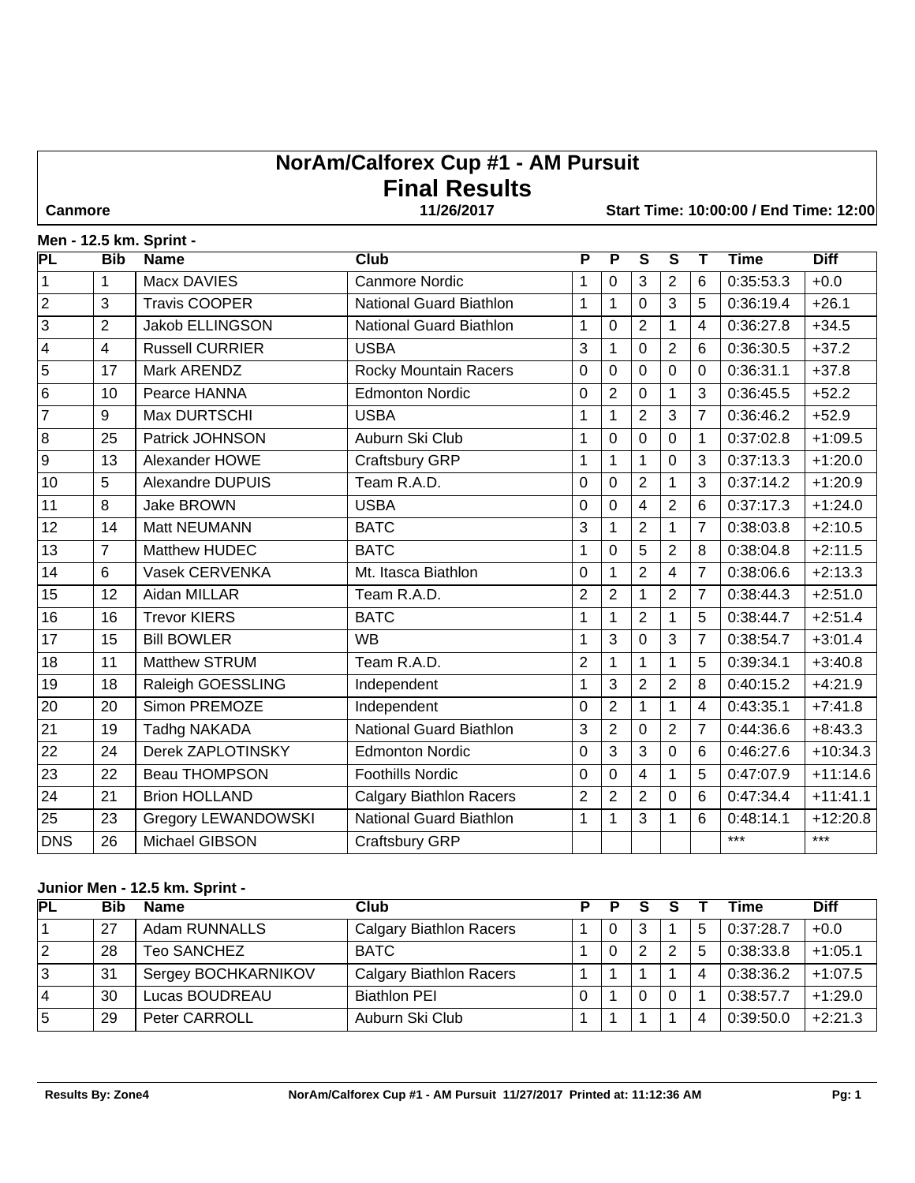# NorAm/Calforex Cup #1 - AM Pursuit
# Final Results

**Canmore** | **11/26/2017** | **Start Time: 10:00:00 / End Time: 12:00**

### Men - 12.5 km. Sprint -

| PL | Bib | Name | Club | P | P | S | S | T | Time | Diff |
|---|---|---|---|---|---|---|---|---|---|---|
| 1 | 1 | Macx DAVIES | Canmore Nordic | 1 | 0 | 3 | 2 | 6 | 0:35:53.3 | +0.0 |
| 2 | 3 | Travis COOPER | National Guard Biathlon | 1 | 1 | 0 | 3 | 5 | 0:36:19.4 | +26.1 |
| 3 | 2 | Jakob ELLINGSON | National Guard Biathlon | 1 | 0 | 2 | 1 | 4 | 0:36:27.8 | +34.5 |
| 4 | 4 | Russell CURRIER | USBA | 3 | 1 | 0 | 2 | 6 | 0:36:30.5 | +37.2 |
| 5 | 17 | Mark ARENDZ | Rocky Mountain Racers | 0 | 0 | 0 | 0 | 0 | 0:36:31.1 | +37.8 |
| 6 | 10 | Pearce HANNA | Edmonton Nordic | 0 | 2 | 0 | 1 | 3 | 0:36:45.5 | +52.2 |
| 7 | 9 | Max DURTSCHI | USBA | 1 | 1 | 2 | 3 | 7 | 0:36:46.2 | +52.9 |
| 8 | 25 | Patrick JOHNSON | Auburn Ski Club | 1 | 0 | 0 | 0 | 1 | 0:37:02.8 | +1:09.5 |
| 9 | 13 | Alexander HOWE | Craftsbury GRP | 1 | 1 | 1 | 0 | 3 | 0:37:13.3 | +1:20.0 |
| 10 | 5 | Alexandre DUPUIS | Team R.A.D. | 0 | 0 | 2 | 1 | 3 | 0:37:14.2 | +1:20.9 |
| 11 | 8 | Jake BROWN | USBA | 0 | 0 | 4 | 2 | 6 | 0:37:17.3 | +1:24.0 |
| 12 | 14 | Matt NEUMANN | BATC | 3 | 1 | 2 | 1 | 7 | 0:38:03.8 | +2:10.5 |
| 13 | 7 | Matthew HUDEC | BATC | 1 | 0 | 5 | 2 | 8 | 0:38:04.8 | +2:11.5 |
| 14 | 6 | Vasek CERVENKA | Mt. Itasca Biathlon | 0 | 1 | 2 | 4 | 7 | 0:38:06.6 | +2:13.3 |
| 15 | 12 | Aidan MILLAR | Team R.A.D. | 2 | 2 | 1 | 2 | 7 | 0:38:44.3 | +2:51.0 |
| 16 | 16 | Trevor KIERS | BATC | 1 | 1 | 2 | 1 | 5 | 0:38:44.7 | +2:51.4 |
| 17 | 15 | Bill BOWLER | WB | 1 | 3 | 0 | 3 | 7 | 0:38:54.7 | +3:01.4 |
| 18 | 11 | Matthew STRUM | Team R.A.D. | 2 | 1 | 1 | 1 | 5 | 0:39:34.1 | +3:40.8 |
| 19 | 18 | Raleigh GOESSLING | Independent | 1 | 3 | 2 | 2 | 8 | 0:40:15.2 | +4:21.9 |
| 20 | 20 | Simon PREMOZE | Independent | 0 | 2 | 1 | 1 | 4 | 0:43:35.1 | +7:41.8 |
| 21 | 19 | Tadhg NAKADA | National Guard Biathlon | 3 | 2 | 0 | 2 | 7 | 0:44:36.6 | +8:43.3 |
| 22 | 24 | Derek ZAPLOTINSKY | Edmonton Nordic | 0 | 3 | 3 | 0 | 6 | 0:46:27.6 | +10:34.3 |
| 23 | 22 | Beau THOMPSON | Foothills Nordic | 0 | 0 | 4 | 1 | 5 | 0:47:07.9 | +11:14.6 |
| 24 | 21 | Brion HOLLAND | Calgary Biathlon Racers | 2 | 2 | 2 | 0 | 6 | 0:47:34.4 | +11:41.1 |
| 25 | 23 | Gregory LEWANDOWSKI | National Guard Biathlon | 1 | 1 | 3 | 1 | 6 | 0:48:14.1 | +12:20.8 |
| DNS | 26 | Michael GIBSON | Craftsbury GRP | | | | | | *** | *** |

### Junior Men - 12.5 km. Sprint -

| PL | Bib | Name | Club | P | P | S | S | T | Time | Diff |
|---|---|---|---|---|---|---|---|---|---|---|
| 1 | 27 | Adam RUNNALLS | Calgary Biathlon Racers | 1 | 0 | 3 | 1 | 5 | 0:37:28.7 | +0.0 |
| 2 | 28 | Teo SANCHEZ | BATC | 1 | 0 | 2 | 2 | 5 | 0:38:33.8 | +1:05.1 |
| 3 | 31 | Sergey BOCHKARNIKOV | Calgary Biathlon Racers | 1 | 1 | 1 | 1 | 4 | 0:38:36.2 | +1:07.5 |
| 4 | 30 | Lucas BOUDREAU | Biathlon PEI | 0 | 1 | 0 | 0 | 1 | 0:38:57.7 | +1:29.0 |
| 5 | 29 | Peter CARROLL | Auburn Ski Club | 1 | 1 | 1 | 1 | 4 | 0:39:50.0 | +2:21.3 |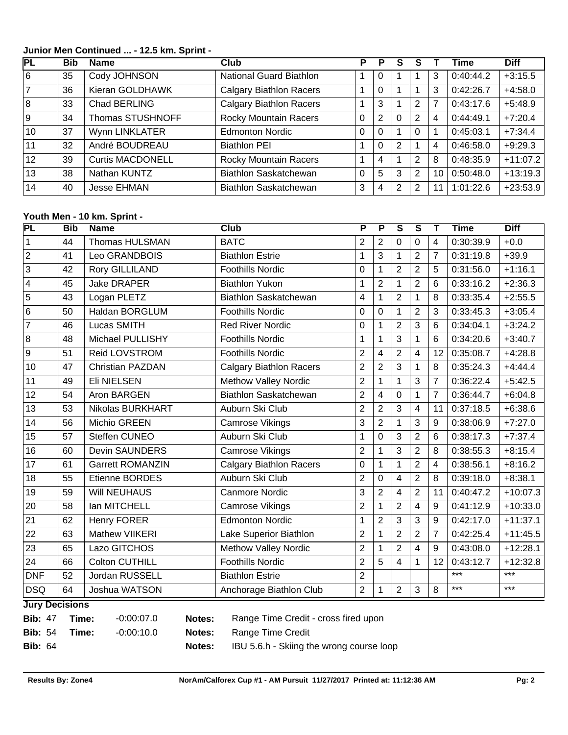## Junior Men Continued ... - 12.5 km. Sprint -

| PL | Bib | Name | Club | P | P | S | S | T | Time | Diff |
|---|---|---|---|---|---|---|---|---|---|---|
| 6 | 35 | Cody JOHNSON | National Guard Biathlon | 1 | 0 | 1 | 1 | 3 | 0:40:44.2 | +3:15.5 |
| 7 | 36 | Kieran GOLDHAWK | Calgary Biathlon Racers | 1 | 0 | 1 | 1 | 3 | 0:42:26.7 | +4:58.0 |
| 8 | 33 | Chad BERLING | Calgary Biathlon Racers | 1 | 3 | 1 | 2 | 7 | 0:43:17.6 | +5:48.9 |
| 9 | 34 | Thomas STUSHNOFF | Rocky Mountain Racers | 0 | 2 | 0 | 2 | 4 | 0:44:49.1 | +7:20.4 |
| 10 | 37 | Wynn LINKLATER | Edmonton Nordic | 0 | 0 | 1 | 0 | 1 | 0:45:03.1 | +7:34.4 |
| 11 | 32 | André BOUDREAU | Biathlon PEI | 1 | 0 | 2 | 1 | 4 | 0:46:58.0 | +9:29.3 |
| 12 | 39 | Curtis MACDONELL | Rocky Mountain Racers | 1 | 4 | 1 | 2 | 8 | 0:48:35.9 | +11:07.2 |
| 13 | 38 | Nathan KUNTZ | Biathlon Saskatchewan | 0 | 5 | 3 | 2 | 10 | 0:50:48.0 | +13:19.3 |
| 14 | 40 | Jesse EHMAN | Biathlon Saskatchewan | 3 | 4 | 2 | 2 | 11 | 1:01:22.6 | +23:53.9 |

## Youth Men - 10 km. Sprint -

| PL | Bib | Name | Club | P | P | S | S | T | Time | Diff |
|---|---|---|---|---|---|---|---|---|---|---|
| 1 | 44 | Thomas HULSMAN | BATC | 2 | 2 | 0 | 0 | 4 | 0:30:39.9 | +0.0 |
| 2 | 41 | Leo GRANDBOIS | Biathlon Estrie | 1 | 3 | 1 | 2 | 7 | 0:31:19.8 | +39.9 |
| 3 | 42 | Rory GILLILAND | Foothills Nordic | 0 | 1 | 2 | 2 | 5 | 0:31:56.0 | +1:16.1 |
| 4 | 45 | Jake DRAPER | Biathlon Yukon | 1 | 2 | 1 | 2 | 6 | 0:33:16.2 | +2:36.3 |
| 5 | 43 | Logan PLETZ | Biathlon Saskatchewan | 4 | 1 | 2 | 1 | 8 | 0:33:35.4 | +2:55.5 |
| 6 | 50 | Haldan BORGLUM | Foothills Nordic | 0 | 0 | 1 | 2 | 3 | 0:33:45.3 | +3:05.4 |
| 7 | 46 | Lucas SMITH | Red River Nordic | 0 | 1 | 2 | 3 | 6 | 0:34:04.1 | +3:24.2 |
| 8 | 48 | Michael PULLISHY | Foothills Nordic | 1 | 1 | 3 | 1 | 6 | 0:34:20.6 | +3:40.7 |
| 9 | 51 | Reid LOVSTROM | Foothills Nordic | 2 | 4 | 2 | 4 | 12 | 0:35:08.7 | +4:28.8 |
| 10 | 47 | Christian PAZDAN | Calgary Biathlon Racers | 2 | 2 | 3 | 1 | 8 | 0:35:24.3 | +4:44.4 |
| 11 | 49 | Eli NIELSEN | Methow Valley Nordic | 2 | 1 | 1 | 3 | 7 | 0:36:22.4 | +5:42.5 |
| 12 | 54 | Aron BARGEN | Biathlon Saskatchewan | 2 | 4 | 0 | 1 | 7 | 0:36:44.7 | +6:04.8 |
| 13 | 53 | Nikolas BURKHART | Auburn Ski Club | 2 | 2 | 3 | 4 | 11 | 0:37:18.5 | +6:38.6 |
| 14 | 56 | Michio GREEN | Camrose Vikings | 3 | 2 | 1 | 3 | 9 | 0:38:06.9 | +7:27.0 |
| 15 | 57 | Steffen CUNEO | Auburn Ski Club | 1 | 0 | 3 | 2 | 6 | 0:38:17.3 | +7:37.4 |
| 16 | 60 | Devin SAUNDERS | Camrose Vikings | 2 | 1 | 3 | 2 | 8 | 0:38:55.3 | +8:15.4 |
| 17 | 61 | Garrett ROMANZIN | Calgary Biathlon Racers | 0 | 1 | 1 | 2 | 4 | 0:38:56.1 | +8:16.2 |
| 18 | 55 | Etienne BORDES | Auburn Ski Club | 2 | 0 | 4 | 2 | 8 | 0:39:18.0 | +8:38.1 |
| 19 | 59 | Will NEUHAUS | Canmore Nordic | 3 | 2 | 4 | 2 | 11 | 0:40:47.2 | +10:07.3 |
| 20 | 58 | Ian MITCHELL | Camrose Vikings | 2 | 1 | 2 | 4 | 9 | 0:41:12.9 | +10:33.0 |
| 21 | 62 | Henry FORER | Edmonton Nordic | 1 | 2 | 3 | 3 | 9 | 0:42:17.0 | +11:37.1 |
| 22 | 63 | Mathew VIIKERI | Lake Superior Biathlon | 2 | 1 | 2 | 2 | 7 | 0:42:25.4 | +11:45.5 |
| 23 | 65 | Lazo GITCHOS | Methow Valley Nordic | 2 | 1 | 2 | 4 | 9 | 0:43:08.0 | +12:28.1 |
| 24 | 66 | Colton CUTHILL | Foothills Nordic | 2 | 5 | 4 | 1 | 12 | 0:43:12.7 | +12:32.8 |
| DNF | 52 | Jordan RUSSELL | Biathlon Estrie | 2 | | | | | *** | *** |
| DSQ | 64 | Joshua WATSON | Anchorage Biathlon Club | 2 | 1 | 2 | 3 | 8 | *** | *** |

### Jury Decisions

| Bib | Time | Notes |
|---|---|---|
| 47 | -0:00:07.0 | Range Time Credit - cross fired upon |
| 54 | -0:00:10.0 | Range Time Credit |
| 64 | | IBU 5.6.h - Skiing the wrong course loop |

Results By: Zone4 — NorAm/Calforex Cup #1 - AM Pursuit 11/27/2017 Printed at: 11:12:36 AM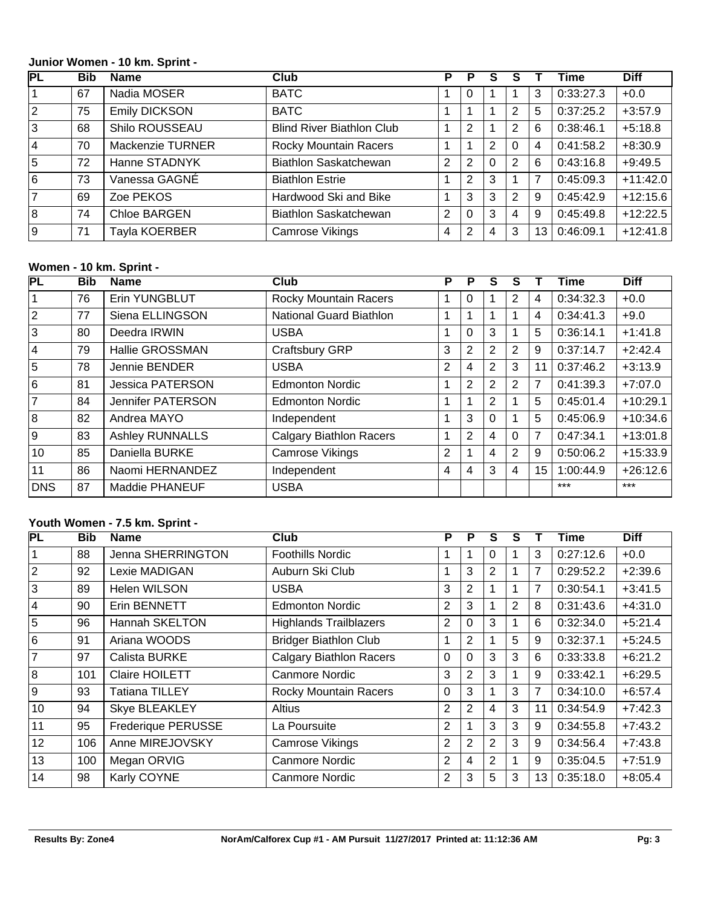### Junior Women - 10 km. Sprint -

| PL | Bib | Name | Club | P | P | S | S | T | Time | Diff |
|---|---|---|---|---|---|---|---|---|---|---|
| 1 | 67 | Nadia MOSER | BATC | 1 | 0 | 1 | 1 | 3 | 0:33:27.3 | +0.0 |
| 2 | 75 | Emily DICKSON | BATC | 1 | 1 | 1 | 2 | 5 | 0:37:25.2 | +3:57.9 |
| 3 | 68 | Shilo ROUSSEAU | Blind River Biathlon Club | 1 | 2 | 1 | 2 | 6 | 0:38:46.1 | +5:18.8 |
| 4 | 70 | Mackenzie TURNER | Rocky Mountain Racers | 1 | 1 | 2 | 0 | 4 | 0:41:58.2 | +8:30.9 |
| 5 | 72 | Hanne STADNYK | Biathlon Saskatchewan | 2 | 2 | 0 | 2 | 6 | 0:43:16.8 | +9:49.5 |
| 6 | 73 | Vanessa GAGNÉ | Biathlon Estrie | 1 | 2 | 3 | 1 | 7 | 0:45:09.3 | +11:42.0 |
| 7 | 69 | Zoe PEKOS | Hardwood Ski and Bike | 1 | 3 | 3 | 2 | 9 | 0:45:42.9 | +12:15.6 |
| 8 | 74 | Chloe BARGEN | Biathlon Saskatchewan | 2 | 0 | 3 | 4 | 9 | 0:45:49.8 | +12:22.5 |
| 9 | 71 | Tayla KOERBER | Camrose Vikings | 4 | 2 | 4 | 3 | 13 | 0:46:09.1 | +12:41.8 |

### Women - 10 km. Sprint -

| PL | Bib | Name | Club | P | P | S | S | T | Time | Diff |
|---|---|---|---|---|---|---|---|---|---|---|
| 1 | 76 | Erin YUNGBLUT | Rocky Mountain Racers | 1 | 0 | 1 | 2 | 4 | 0:34:32.3 | +0.0 |
| 2 | 77 | Siena ELLINGSON | National Guard Biathlon | 1 | 1 | 1 | 1 | 4 | 0:34:41.3 | +9.0 |
| 3 | 80 | Deedra IRWIN | USBA | 1 | 0 | 3 | 1 | 5 | 0:36:14.1 | +1:41.8 |
| 4 | 79 | Hallie GROSSMAN | Craftsbury GRP | 3 | 2 | 2 | 2 | 9 | 0:37:14.7 | +2:42.4 |
| 5 | 78 | Jennie BENDER | USBA | 2 | 4 | 2 | 3 | 11 | 0:37:46.2 | +3:13.9 |
| 6 | 81 | Jessica PATERSON | Edmonton Nordic | 1 | 2 | 2 | 2 | 7 | 0:41:39.3 | +7:07.0 |
| 7 | 84 | Jennifer PATERSON | Edmonton Nordic | 1 | 1 | 2 | 1 | 5 | 0:45:01.4 | +10:29.1 |
| 8 | 82 | Andrea MAYO | Independent | 1 | 3 | 0 | 1 | 5 | 0:45:06.9 | +10:34.6 |
| 9 | 83 | Ashley RUNNALLS | Calgary Biathlon Racers | 1 | 2 | 4 | 0 | 7 | 0:47:34.1 | +13:01.8 |
| 10 | 85 | Daniella BURKE | Camrose Vikings | 2 | 1 | 4 | 2 | 9 | 0:50:06.2 | +15:33.9 |
| 11 | 86 | Naomi HERNANDEZ | Independent | 4 | 4 | 3 | 4 | 15 | 1:00:44.9 | +26:12.6 |
| DNS | 87 | Maddie PHANEUF | USBA | | | | | | *** | *** |

### Youth Women - 7.5 km. Sprint -

| PL | Bib | Name | Club | P | P | S | S | T | Time | Diff |
|---|---|---|---|---|---|---|---|---|---|---|
| 1 | 88 | Jenna SHERRINGTON | Foothills Nordic | 1 | 1 | 0 | 1 | 3 | 0:27:12.6 | +0.0 |
| 2 | 92 | Lexie MADIGAN | Auburn Ski Club | 1 | 3 | 2 | 1 | 7 | 0:29:52.2 | +2:39.6 |
| 3 | 89 | Helen WILSON | USBA | 3 | 2 | 1 | 1 | 7 | 0:30:54.1 | +3:41.5 |
| 4 | 90 | Erin BENNETT | Edmonton Nordic | 2 | 3 | 1 | 2 | 8 | 0:31:43.6 | +4:31.0 |
| 5 | 96 | Hannah SKELTON | Highlands Trailblazers | 2 | 0 | 3 | 1 | 6 | 0:32:34.0 | +5:21.4 |
| 6 | 91 | Ariana WOODS | Bridger Biathlon Club | 1 | 2 | 1 | 5 | 9 | 0:32:37.1 | +5:24.5 |
| 7 | 97 | Calista BURKE | Calgary Biathlon Racers | 0 | 0 | 3 | 3 | 6 | 0:33:33.8 | +6:21.2 |
| 8 | 101 | Claire HOILETT | Canmore Nordic | 3 | 2 | 3 | 1 | 9 | 0:33:42.1 | +6:29.5 |
| 9 | 93 | Tatiana TILLEY | Rocky Mountain Racers | 0 | 3 | 1 | 3 | 7 | 0:34:10.0 | +6:57.4 |
| 10 | 94 | Skye BLEAKLEY | Altius | 2 | 2 | 4 | 3 | 11 | 0:34:54.9 | +7:42.3 |
| 11 | 95 | Frederique PERUSSE | La Poursuite | 2 | 1 | 3 | 3 | 9 | 0:34:55.8 | +7:43.2 |
| 12 | 106 | Anne MIREJOVSKY | Camrose Vikings | 2 | 2 | 2 | 3 | 9 | 0:34:56.4 | +7:43.8 |
| 13 | 100 | Megan ORVIG | Canmore Nordic | 2 | 4 | 2 | 1 | 9 | 0:35:04.5 | +7:51.9 |
| 14 | 98 | Karly COYNE | Canmore Nordic | 2 | 3 | 5 | 3 | 13 | 0:35:18.0 | +8:05.4 |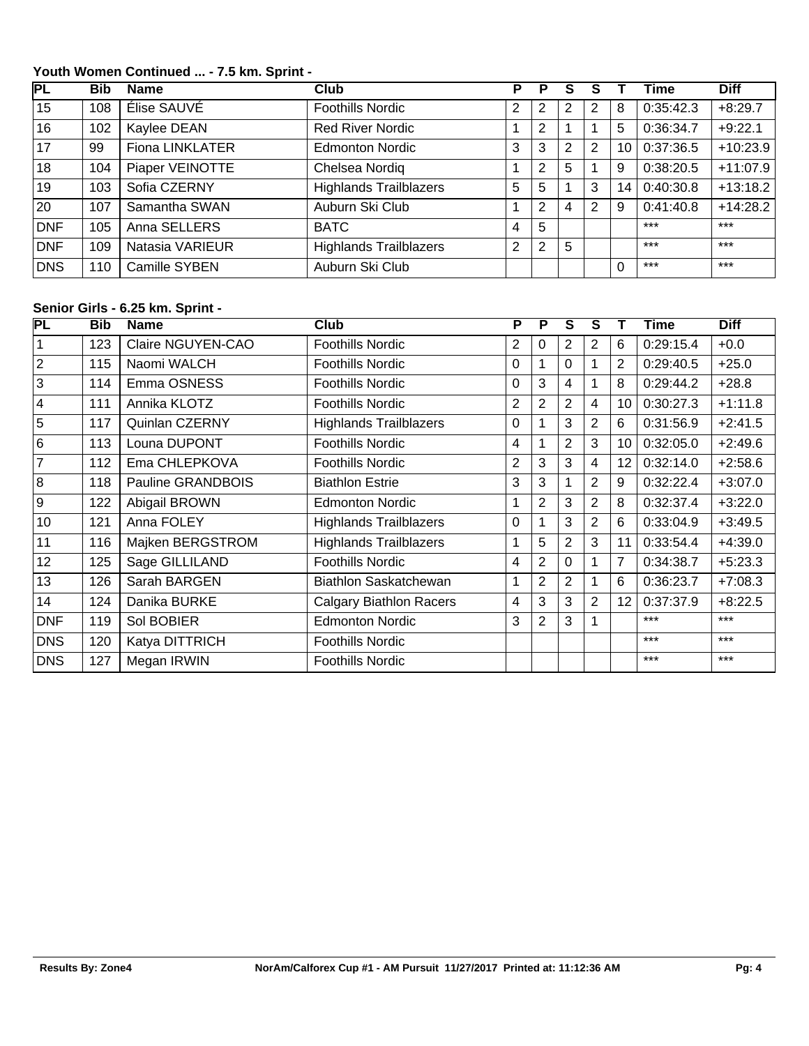### Youth Women Continued ... - 7.5 km. Sprint -

| PL | Bib | Name | Club | P | P | S | S | T | Time | Diff |
|---|---|---|---|---|---|---|---|---|---|---|
| 15 | 108 | Élise SAUVÉ | Foothills Nordic | 2 | 2 | 2 | 2 | 8 | 0:35:42.3 | +8:29.7 |
| 16 | 102 | Kaylee DEAN | Red River Nordic | 1 | 2 | 1 | 1 | 5 | 0:36:34.7 | +9:22.1 |
| 17 | 99 | Fiona LINKLATER | Edmonton Nordic | 3 | 3 | 2 | 2 | 10 | 0:37:36.5 | +10:23.9 |
| 18 | 104 | Piaper VEINOTTE | Chelsea Nordiq | 1 | 2 | 5 | 1 | 9 | 0:38:20.5 | +11:07.9 |
| 19 | 103 | Sofia CZERNY | Highlands Trailblazers | 5 | 5 | 1 | 3 | 14 | 0:40:30.8 | +13:18.2 |
| 20 | 107 | Samantha SWAN | Auburn Ski Club | 1 | 2 | 4 | 2 | 9 | 0:41:40.8 | +14:28.2 |
| DNF | 105 | Anna SELLERS | BATC | 4 | 5 | | | | *** | *** |
| DNF | 109 | Natasia VARIEUR | Highlands Trailblazers | 2 | 2 | 5 | | | *** | *** |
| DNS | 110 | Camille SYBEN | Auburn Ski Club | | | | | 0 | *** | *** |

### Senior Girls - 6.25 km. Sprint -

| PL | Bib | Name | Club | P | P | S | S | T | Time | Diff |
|---|---|---|---|---|---|---|---|---|---|---|
| 1 | 123 | Claire NGUYEN-CAO | Foothills Nordic | 2 | 0 | 2 | 2 | 6 | 0:29:15.4 | +0.0 |
| 2 | 115 | Naomi WALCH | Foothills Nordic | 0 | 1 | 0 | 1 | 2 | 0:29:40.5 | +25.0 |
| 3 | 114 | Emma OSNESS | Foothills Nordic | 0 | 3 | 4 | 1 | 8 | 0:29:44.2 | +28.8 |
| 4 | 111 | Annika KLOTZ | Foothills Nordic | 2 | 2 | 2 | 4 | 10 | 0:30:27.3 | +1:11.8 |
| 5 | 117 | Quinlan CZERNY | Highlands Trailblazers | 0 | 1 | 3 | 2 | 6 | 0:31:56.9 | +2:41.5 |
| 6 | 113 | Louna DUPONT | Foothills Nordic | 4 | 1 | 2 | 3 | 10 | 0:32:05.0 | +2:49.6 |
| 7 | 112 | Ema CHLEPKOVA | Foothills Nordic | 2 | 3 | 3 | 4 | 12 | 0:32:14.0 | +2:58.6 |
| 8 | 118 | Pauline GRANDBOIS | Biathlon Estrie | 3 | 3 | 1 | 2 | 9 | 0:32:22.4 | +3:07.0 |
| 9 | 122 | Abigail BROWN | Edmonton Nordic | 1 | 2 | 3 | 2 | 8 | 0:32:37.4 | +3:22.0 |
| 10 | 121 | Anna FOLEY | Highlands Trailblazers | 0 | 1 | 3 | 2 | 6 | 0:33:04.9 | +3:49.5 |
| 11 | 116 | Majken BERGSTROM | Highlands Trailblazers | 1 | 5 | 2 | 3 | 11 | 0:33:54.4 | +4:39.0 |
| 12 | 125 | Sage GILLILAND | Foothills Nordic | 4 | 2 | 0 | 1 | 7 | 0:34:38.7 | +5:23.3 |
| 13 | 126 | Sarah BARGEN | Biathlon Saskatchewan | 1 | 2 | 2 | 1 | 6 | 0:36:23.7 | +7:08.3 |
| 14 | 124 | Danika BURKE | Calgary Biathlon Racers | 4 | 3 | 3 | 2 | 12 | 0:37:37.9 | +8:22.5 |
| DNF | 119 | Sol BOBIER | Edmonton Nordic | 3 | 2 | 3 | 1 | | *** | *** |
| DNS | 120 | Katya DITTRICH | Foothills Nordic | | | | | | *** | *** |
| DNS | 127 | Megan IRWIN | Foothills Nordic | | | | | | *** | *** |